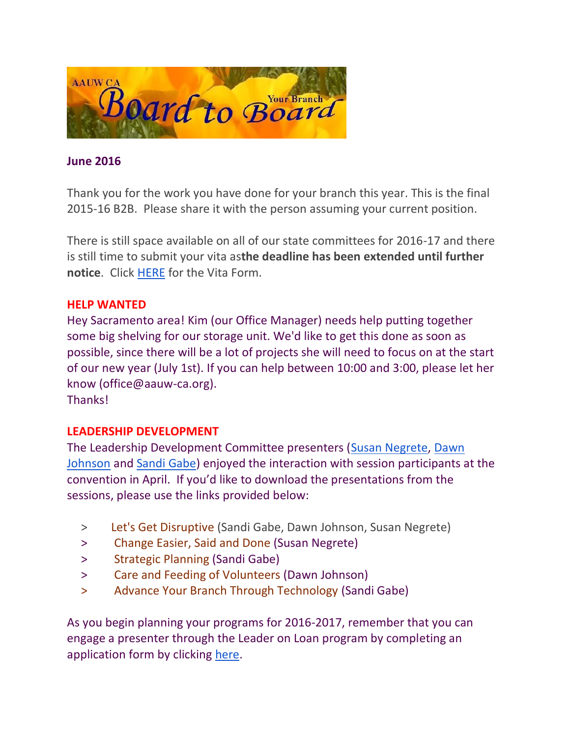AAUW CA Board to Board Your Branch

**June 2016**

Thank you for the work you have done for your branch this year. This is the final 2015-16 B2B. Please share it with the person assuming your current position.

There is still space available on all of our state committees for 2016-17 and there is still time to submit your vita as**the deadline has been extended until further notice**. Click HERE for the Vita Form.

**HELP WANTED**

Hey Sacramento area! Kim (our Office Manager) needs help putting together some big shelving for our storage unit. We'd like to get this done as soon as possible, since there will be a lot of projects she will need to focus on at the start of our new year (July 1st). If you can help between 10:00 and 3:00, please let her know (office@aauw-ca.org).
Thanks!

**LEADERSHIP DEVELOPMENT**

The Leadership Development Committee presenters (Susan Negrete, Dawn Johnson and Sandi Gabe) enjoyed the interaction with session participants at the convention in April. If you'd like to download the presentations from the sessions, please use the links provided below:

> Let's Get Disruptive (Sandi Gabe, Dawn Johnson, Susan Negrete)
> Change Easier, Said and Done (Susan Negrete)
> Strategic Planning (Sandi Gabe)
> Care and Feeding of Volunteers (Dawn Johnson)
> Advance Your Branch Through Technology (Sandi Gabe)

As you begin planning your programs for 2016-2017, remember that you can engage a presenter through the Leader on Loan program by completing an application form by clicking here.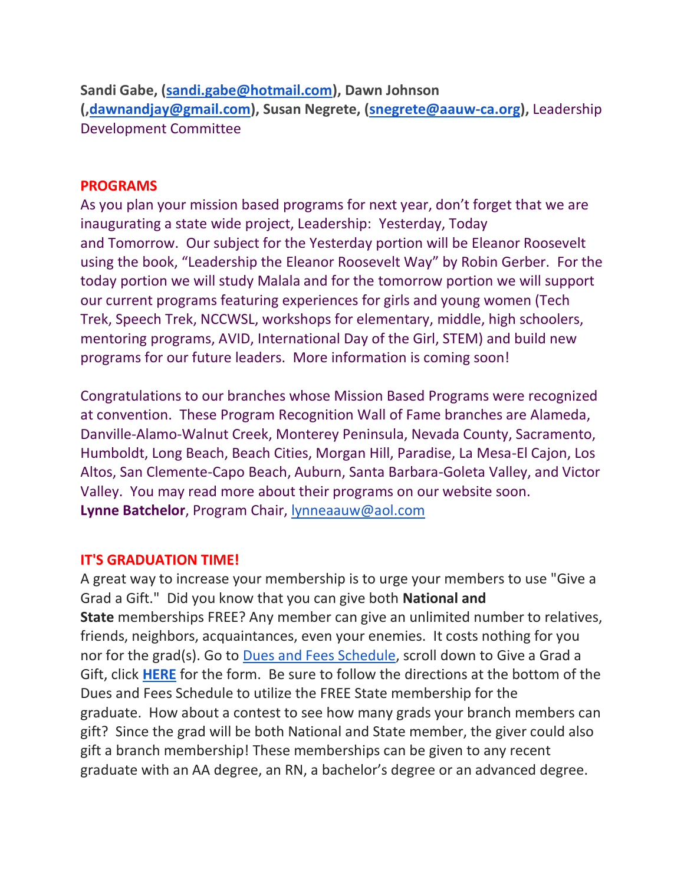**Sandi Gabe, (sandi.gabe@hotmail.com), Dawn Johnson (,dawnandjay@gmail.com), Susan Negrete, (snegrete@aauw-ca.org),** Leadership Development Committee

## PROGRAMS

As you plan your mission based programs for next year, don't forget that we are inaugurating a state wide project, Leadership: Yesterday, Today and Tomorrow. Our subject for the Yesterday portion will be Eleanor Roosevelt using the book, "Leadership the Eleanor Roosevelt Way" by Robin Gerber. For the today portion we will study Malala and for the tomorrow portion we will support our current programs featuring experiences for girls and young women (Tech Trek, Speech Trek, NCCWSL, workshops for elementary, middle, high schoolers, mentoring programs, AVID, International Day of the Girl, STEM) and build new programs for our future leaders. More information is coming soon!

Congratulations to our branches whose Mission Based Programs were recognized at convention. These Program Recognition Wall of Fame branches are Alameda, Danville-Alamo-Walnut Creek, Monterey Peninsula, Nevada County, Sacramento, Humboldt, Long Beach, Beach Cities, Morgan Hill, Paradise, La Mesa-El Cajon, Los Altos, San Clemente-Capo Beach, Auburn, Santa Barbara-Goleta Valley, and Victor Valley. You may read more about their programs on our website soon.
**Lynne Batchelor**, Program Chair, lynneaauw@aol.com

## IT'S GRADUATION TIME!

A great way to increase your membership is to urge your members to use "Give a Grad a Gift." Did you know that you can give both **National and State** memberships FREE? Any member can give an unlimited number to relatives, friends, neighbors, acquaintances, even your enemies. It costs nothing for you nor for the grad(s). Go to Dues and Fees Schedule, scroll down to Give a Grad a Gift, click **HERE** for the form. Be sure to follow the directions at the bottom of the Dues and Fees Schedule to utilize the FREE State membership for the graduate. How about a contest to see how many grads your branch members can gift? Since the grad will be both National and State member, the giver could also gift a branch membership! These memberships can be given to any recent graduate with an AA degree, an RN, a bachelor's degree or an advanced degree.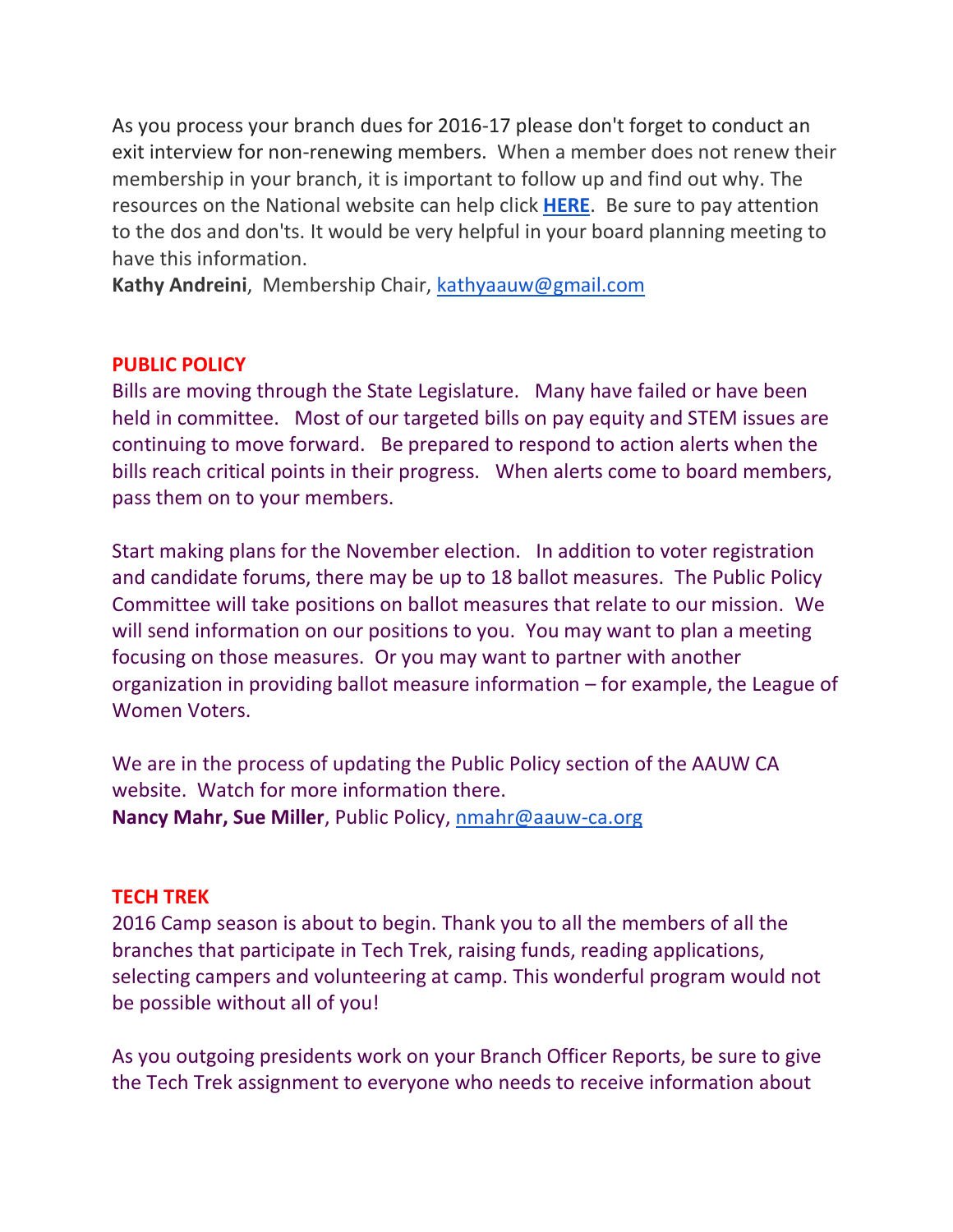As you process your branch dues for 2016-17 please don't forget to conduct an exit interview for non-renewing members. When a member does not renew their membership in your branch, it is important to follow up and find out why. The resources on the National website can help click **HERE**. Be sure to pay attention to the dos and don'ts. It would be very helpful in your board planning meeting to have this information.
**Kathy Andreini**, Membership Chair, kathyaauw@gmail.com

## PUBLIC POLICY

Bills are moving through the State Legislature. Many have failed or have been held in committee. Most of our targeted bills on pay equity and STEM issues are continuing to move forward. Be prepared to respond to action alerts when the bills reach critical points in their progress. When alerts come to board members, pass them on to your members.

Start making plans for the November election. In addition to voter registration and candidate forums, there may be up to 18 ballot measures. The Public Policy Committee will take positions on ballot measures that relate to our mission. We will send information on our positions to you. You may want to plan a meeting focusing on those measures. Or you may want to partner with another organization in providing ballot measure information – for example, the League of Women Voters.

We are in the process of updating the Public Policy section of the AAUW CA website. Watch for more information there.
**Nancy Mahr, Sue Miller**, Public Policy, nmahr@aauw-ca.org

## TECH TREK

2016 Camp season is about to begin. Thank you to all the members of all the branches that participate in Tech Trek, raising funds, reading applications, selecting campers and volunteering at camp. This wonderful program would not be possible without all of you!

As you outgoing presidents work on your Branch Officer Reports, be sure to give the Tech Trek assignment to everyone who needs to receive information about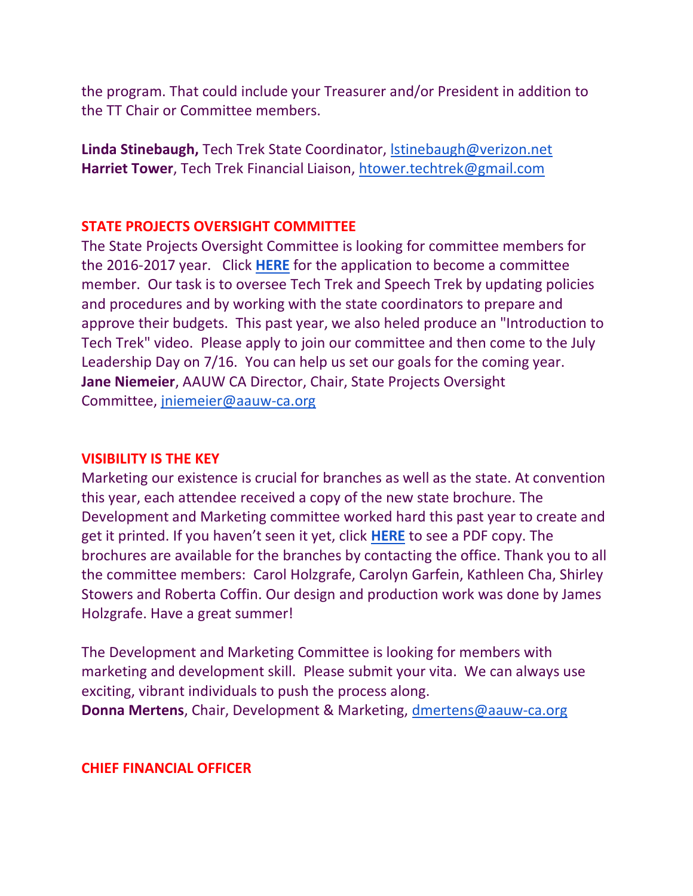the program. That could include your Treasurer and/or President in addition to the TT Chair or Committee members.

**Linda Stinebaugh,** Tech Trek State Coordinator, lstinebaugh@verizon.net
**Harriet Tower**, Tech Trek Financial Liaison, htower.techtrek@gmail.com

## STATE PROJECTS OVERSIGHT COMMITTEE

The State Projects Oversight Committee is looking for committee members for the 2016-2017 year. Click **HERE** for the application to become a committee member. Our task is to oversee Tech Trek and Speech Trek by updating policies and procedures and by working with the state coordinators to prepare and approve their budgets. This past year, we also heled produce an "Introduction to Tech Trek" video. Please apply to join our committee and then come to the July Leadership Day on 7/16. You can help us set our goals for the coming year.
**Jane Niemeier**, AAUW CA Director, Chair, State Projects Oversight Committee, jniemeier@aauw-ca.org

## VISIBILITY IS THE KEY

Marketing our existence is crucial for branches as well as the state. At convention this year, each attendee received a copy of the new state brochure. The Development and Marketing committee worked hard this past year to create and get it printed. If you haven't seen it yet, click **HERE** to see a PDF copy. The brochures are available for the branches by contacting the office. Thank you to all the committee members: Carol Holzgrafe, Carolyn Garfein, Kathleen Cha, Shirley Stowers and Roberta Coffin. Our design and production work was done by James Holzgrafe. Have a great summer!

The Development and Marketing Committee is looking for members with marketing and development skill. Please submit your vita. We can always use exciting, vibrant individuals to push the process along.
**Donna Mertens**, Chair, Development & Marketing, dmertens@aauw-ca.org

## CHIEF FINANCIAL OFFICER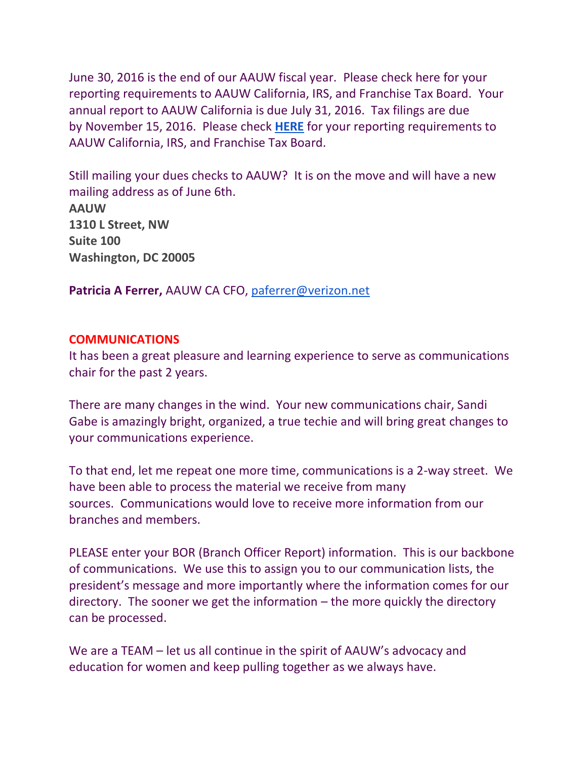June 30, 2016 is the end of our AAUW fiscal year. Please check here for your reporting requirements to AAUW California, IRS, and Franchise Tax Board. Your annual report to AAUW California is due July 31, 2016. Tax filings are due by November 15, 2016. Please check **HERE** for your reporting requirements to AAUW California, IRS, and Franchise Tax Board.

Still mailing your dues checks to AAUW? It is on the move and will have a new mailing address as of June 6th.
**AAUW**
**1310 L Street, NW**
**Suite 100**
**Washington, DC 20005**

**Patricia A Ferrer,** AAUW CA CFO, paferrer@verizon.net

## COMMUNICATIONS

It has been a great pleasure and learning experience to serve as communications chair for the past 2 years.

There are many changes in the wind. Your new communications chair, Sandi Gabe is amazingly bright, organized, a true techie and will bring great changes to your communications experience.

To that end, let me repeat one more time, communications is a 2-way street. We have been able to process the material we receive from many sources. Communications would love to receive more information from our branches and members.

PLEASE enter your BOR (Branch Officer Report) information. This is our backbone of communications. We use this to assign you to our communication lists, the president's message and more importantly where the information comes for our directory. The sooner we get the information – the more quickly the directory can be processed.

We are a TEAM – let us all continue in the spirit of AAUW's advocacy and education for women and keep pulling together as we always have.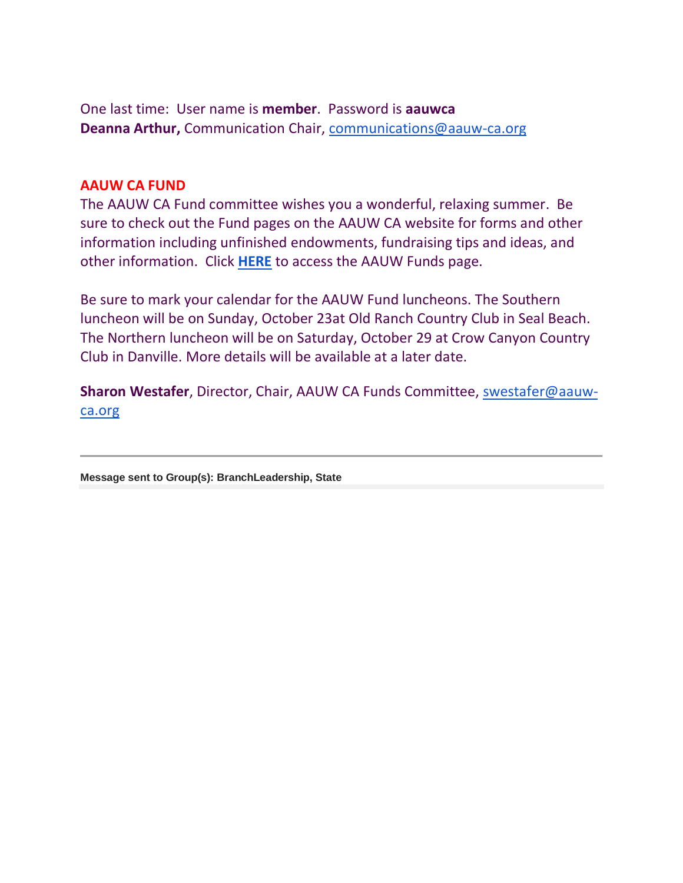One last time: User name is **member**. Password is **aauwca**
**Deanna Arthur,** Communication Chair, communications@aauw-ca.org

## AAUW CA FUND

The AAUW CA Fund committee wishes you a wonderful, relaxing summer. Be sure to check out the Fund pages on the AAUW CA website for forms and other information including unfinished endowments, fundraising tips and ideas, and other information. Click **HERE** to access the AAUW Funds page.

Be sure to mark your calendar for the AAUW Fund luncheons. The Southern luncheon will be on Sunday, October 23at Old Ranch Country Club in Seal Beach. The Northern luncheon will be on Saturday, October 29 at Crow Canyon Country Club in Danville. More details will be available at a later date.

**Sharon Westafer**, Director, Chair, AAUW CA Funds Committee, swestafer@aauw-ca.org

---

**Message sent to Group(s): BranchLeadership, State**